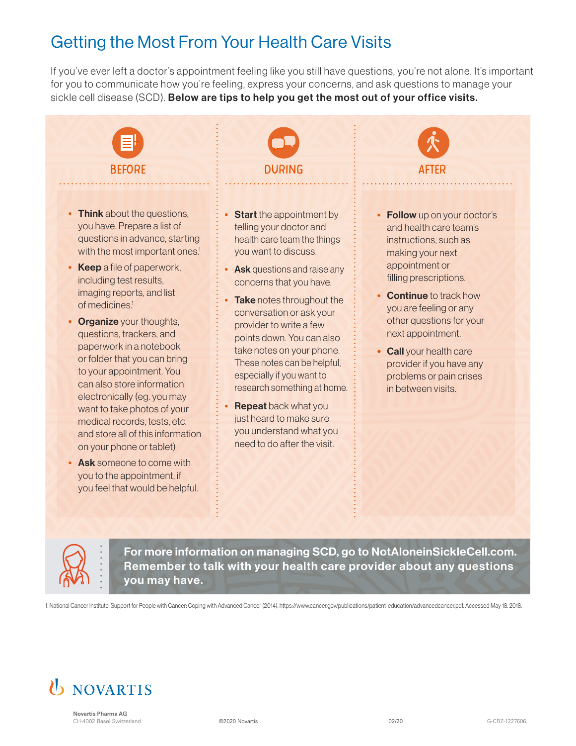# Getting the Most From Your Health Care Visits

If you've ever left a doctor's appointment feeling like you still have questions, you're not alone. It's important for you to communicate how you're feeling, express your concerns, and ask questions to manage your sickle cell disease (SCD). **Below are tips to help you get the most out of your office visits.**

## BEFORE

- **Think** about the questions, you have. Prepare a list of questions in advance, starting with the most important ones.[1]
- **Keep** a file of paperwork, including test results, imaging reports, and list of medicines.[1]
- **Organize** your thoughts, questions, trackers, and paperwork in a notebook or folder that you can bring to your appointment. You can also store information electronically (eg. you may want to take photos of your medical records, tests, etc. and store all of this information on your phone or tablet)
- **Ask** someone to come with you to the appointment, if you feel that would be helpful.

## DURING

- **Start** the appointment by telling your doctor and health care team the things you want to discuss.
- **Ask** questions and raise any concerns that you have.
- **Take** notes throughout the conversation or ask your provider to write a few points down. You can also take notes on your phone. These notes can be helpful, especially if you want to research something at home.
- **Repeat** back what you just heard to make sure you understand what you need to do after the visit.

## AFTER

- **Follow** up on your doctor's and health care team's instructions, such as making your next appointment or filling prescriptions.
- **Continue** to track how you are feeling or any other questions for your next appointment.
- **Call** your health care provider if you have any problems or pain crises in between visits.

**For more information on managing SCD, go to NotAloneinSickleCell.com. Remember to talk with your health care provider about any questions you may have.**

1. National Cancer Institute. Support for People with Cancer: Coping with Advanced Cancer (2014). https://www.cancer.gov/publications/patient-education/advancedcancer.pdf. Accessed May 18, 2018.

NOVARTIS

**Novartis Pharma AG**
CH-4002 Basel Switzerland

©2020 Novartis

02/20

G-CRZ-1227606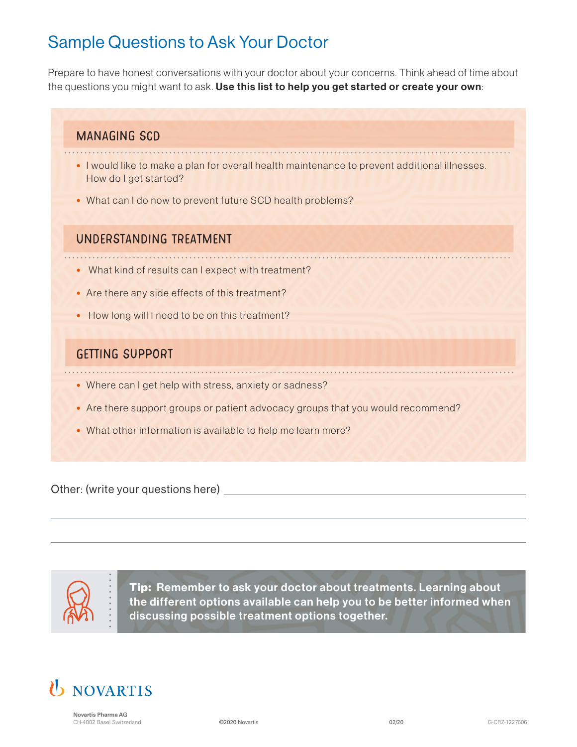# Sample Questions to Ask Your Doctor

Prepare to have honest conversations with your doctor about your concerns. Think ahead of time about the questions you might want to ask. **Use this list to help you get started or create your own**:

## MANAGING SCD

- I would like to make a plan for overall health maintenance to prevent additional illnesses. How do I get started?
- What can I do now to prevent future SCD health problems?

## UNDERSTANDING TREATMENT

- What kind of results can I expect with treatment?
- Are there any side effects of this treatment?
- How long will I need to be on this treatment?

## GETTING SUPPORT

- Where can I get help with stress, anxiety or sadness?
- Are there support groups or patient advocacy groups that you would recommend?
- What other information is available to help me learn more?

Other: (write your questions here) ____________________________________________

______________________________________________________________________

______________________________________________________________________

**Tip: Remember to ask your doctor about treatments. Learning about the different options available can help you to be better informed when discussing possible treatment options together.**

NOVARTIS

Novartis Pharma AG
CH-4002 Basel Switzerland

©2020 Novartis

02/20

G-CRZ-1227606